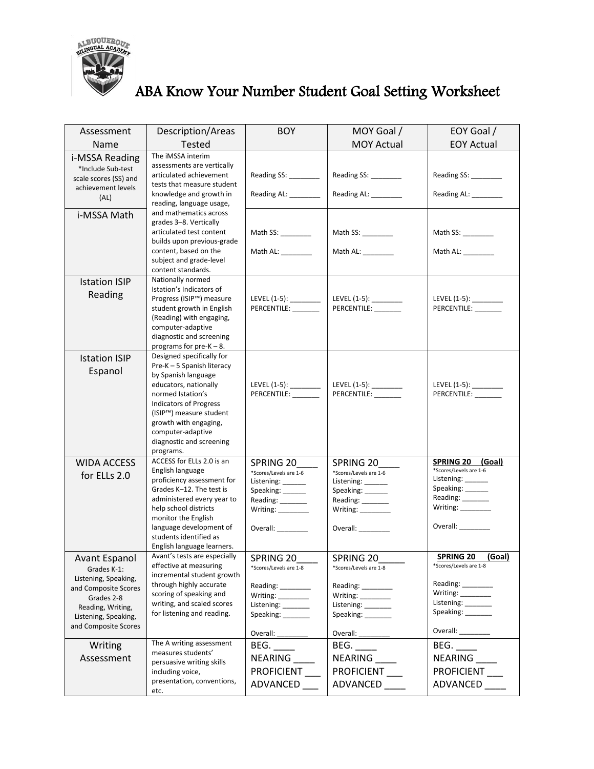# ABA Know Your Number Student Goal Setting Worksheet

| Assessment Name | Description/Areas Tested | BOY | MOY Goal / MOY Actual | EOY Goal / EOY Actual |
|---|---|---|---|---|
| i-MSSA Reading *Include Sub-test scale scores (SS) and achievement levels (AL) | The iMSSA interim assessments are vertically articulated achievement tests that measure student knowledge and growth in reading, language usage, and mathematics across grades 3–8. Vertically articulated test content builds upon previous-grade content, based on the subject and grade-level content standards. | Reading SS: ________ Reading AL: ________ | Reading SS: ________ Reading AL: ________ | Reading SS: ________ Reading AL: ________ |
| i-MSSA Math | | Math SS: ________ Math AL: ________ | Math SS: ________ Math AL: ________ | Math SS: ________ Math AL: ________ |
| Istation ISIP Reading | Nationally normed Istation's Indicators of Progress (ISIP™) measure student growth in English (Reading) with engaging, computer-adaptive diagnostic and screening programs for pre-K – 8. | LEVEL (1-5): ________ PERCENTILE: _______ | LEVEL (1-5): ________ PERCENTILE: _______ | LEVEL (1-5): ________ PERCENTILE: _______ |
| Istation ISIP Espanol | Designed specifically for Pre-K – 5 Spanish literacy by Spanish language educators, nationally normed Istation's Indicators of Progress (ISIP™) measure student growth with engaging, computer-adaptive diagnostic and screening programs. | LEVEL (1-5): ________ PERCENTILE: _______ | LEVEL (1-5): ________ PERCENTILE: _______ | LEVEL (1-5): ________ PERCENTILE: _______ |
| WIDA ACCESS for ELLs 2.0 | ACCESS for ELLs 2.0 is an English language proficiency assessment for Grades K–12. The test is administered every year to help school districts monitor the English language development of students identified as English language learners. | SPRING 20____ *Scores/Levels are 1-6 Listening: ______ Speaking: ______ Reading: _______ Writing: ________ Overall: ________ | SPRING 20____ *Scores/Levels are 1-6 Listening: ______ Speaking: ______ Reading: _______ Writing: ________ Overall: ________ | **SPRING 20 (Goal)** *Scores/Levels are 1-6 Listening: ______ Speaking: ______ Reading: _______ Writing: ________ Overall: ________ |
| Avant Espanol Grades K-1: Listening, Speaking, and Composite Scores Grades 2-8 Reading, Writing, Listening, Speaking, and Composite Scores | Avant's tests are especially effective at measuring incremental student growth through highly accurate scoring of speaking and writing, and scaled scores for listening and reading. | SPRING 20____ *Scores/Levels are 1-8 Reading: ________ Writing: ________ Listening: _______ Speaking: _______ Overall: ________ | SPRING 20_____ *Scores/Levels are 1-8 Reading: ________ Writing: ________ Listening: _______ Speaking: _______ Overall: ________ | **SPRING 20 (Goal)** *Scores/Levels are 1-8 Reading: ________ Writing: ________ Listening: _______ Speaking: _______ Overall: ________ |
| Writing Assessment | The A writing assessment measures students' persuasive writing skills including voice, presentation, conventions, etc. | BEG. ____ NEARING ____ PROFICIENT ___ ADVANCED ___ | BEG. ____ NEARING ____ PROFICIENT ___ ADVANCED ____ | BEG. ____ NEARING ____ PROFICIENT ___ ADVANCED ____ |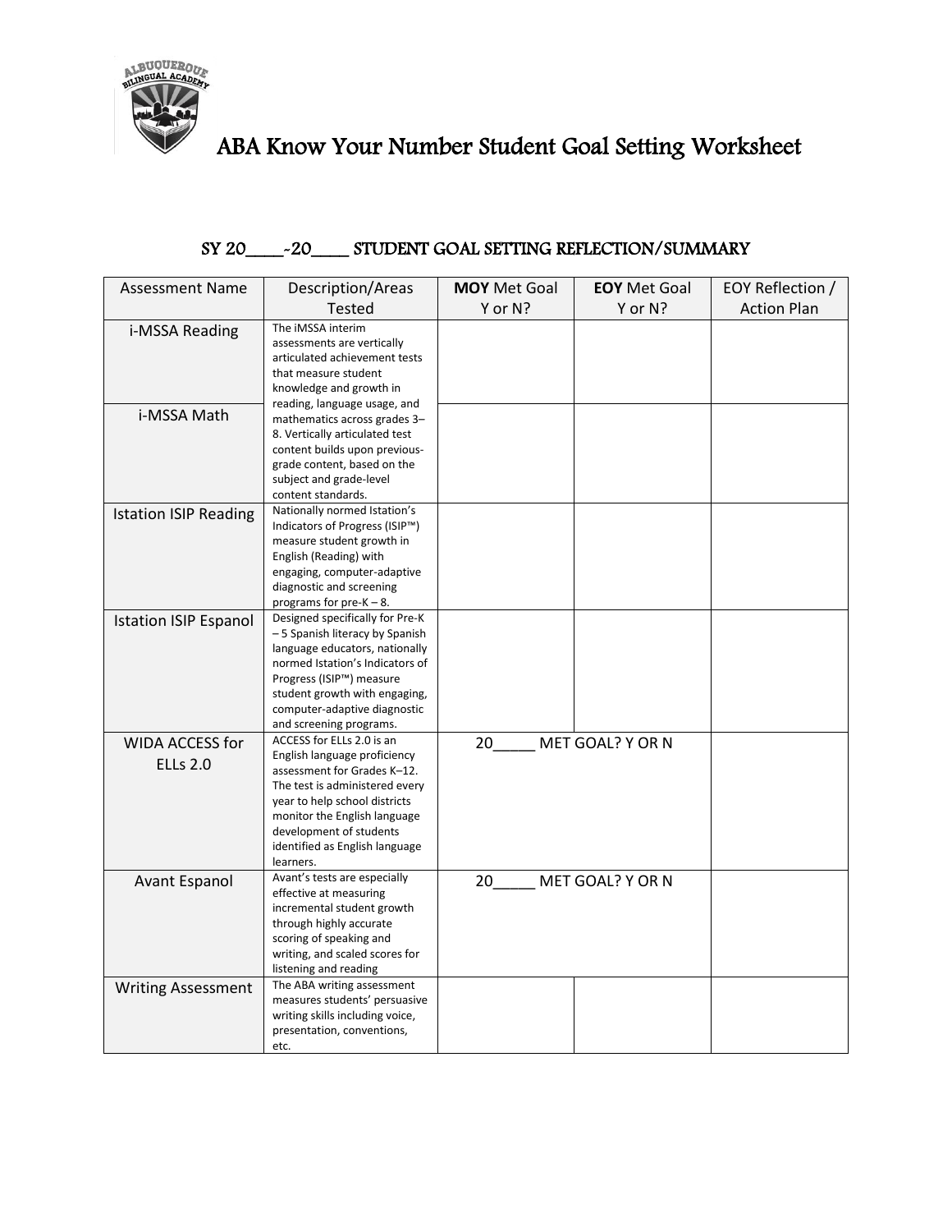# ABA Know Your Number Student Goal Setting Worksheet

## SY 20____-20____ STUDENT GOAL SETTING REFLECTION/SUMMARY

| Assessment Name | Description/Areas Tested | **MOY** Met Goal Y or N? | **EOY** Met Goal Y or N? | EOY Reflection / Action Plan |
|---|---|---|---|---|
| i-MSSA Reading | The iMSSA interim assessments are vertically articulated achievement tests that measure student knowledge and growth in reading, language usage, and mathematics across grades 3–8. Vertically articulated test content builds upon previous-grade content, based on the subject and grade-level content standards. | | | |
| i-MSSA Math | | | | |
| Istation ISIP Reading | Nationally normed Istation's Indicators of Progress (ISIP™) measure student growth in English (Reading) with engaging, computer-adaptive diagnostic and screening programs for pre-K – 8. | | | |
| Istation ISIP Espanol | Designed specifically for Pre-K – 5 Spanish literacy by Spanish language educators, nationally normed Istation's Indicators of Progress (ISIP™) measure student growth with engaging, computer-adaptive diagnostic and screening programs. | | | |
| WIDA ACCESS for ELLs 2.0 | ACCESS for ELLs 2.0 is an English language proficiency assessment for Grades K–12. The test is administered every year to help school districts monitor the English language development of students identified as English language learners. | 20_____ MET GOAL? Y OR N | | |
| Avant Espanol | Avant's tests are especially effective at measuring incremental student growth through highly accurate scoring of speaking and writing, and scaled scores for listening and reading | 20_____ MET GOAL? Y OR N | | |
| Writing Assessment | The ABA writing assessment measures students' persuasive writing skills including voice, presentation, conventions, etc. | | | |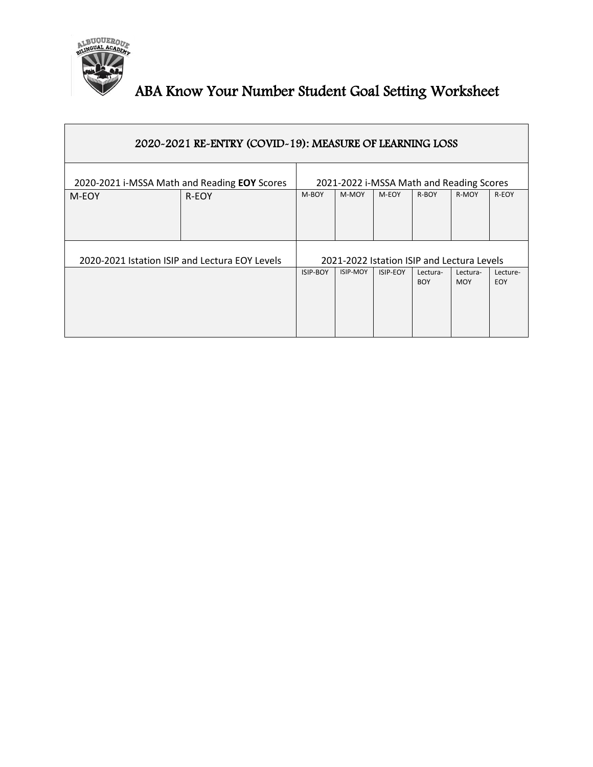# ABA Know Your Number Student Goal Setting Worksheet

| 2020-2021 RE-ENTRY (COVID-19): MEASURE OF LEARNING LOSS | | | | | | | |
|---|---|---|---|---|---|---|---|
| 2020-2021 i-MSSA Math and Reading **EOY** Scores | | 2021-2022 i-MSSA Math and Reading Scores | | | | | |
| M-EOY | R-EOY | M-BOY | M-MOY | M-EOY | R-BOY | R-MOY | R-EOY |
| 2020-2021 Istation ISIP and Lectura EOY Levels | | 2021-2022 Istation ISIP and Lectura Levels | | | | | |
| | | ISIP-BOY | ISIP-MOY | ISIP-EOY | Lectura-BOY | Lectura-MOY | Lecture-EOY |